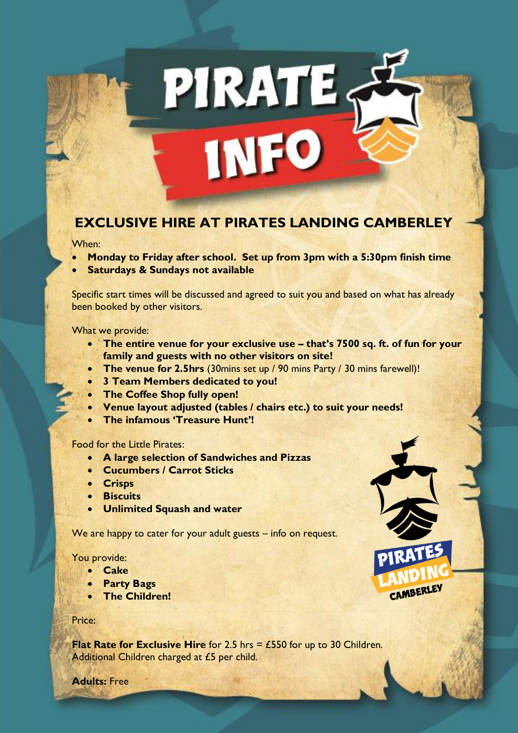# PIRATE INFO

## EXCLUSIVE HIRE AT PIRATES LANDING CAMBERLEY

When:

- **Monday to Friday after school. Set up from 3pm with a 5:30pm finish time**
- **Saturdays & Sundays not available**

Specific start times will be discussed and agreed to suit you and based on what has already been booked by other visitors.

What we provide:

- **The entire venue for your exclusive use – that's 7500 sq. ft. of fun for your family and guests with no other visitors on site!**
- **The venue for 2.5hrs** (30mins set up / 90 mins Party / 30 mins farewell)!
- **3 Team Members dedicated to you!**
- **The Coffee Shop fully open!**
- **Venue layout adjusted (tables / chairs etc.) to suit your needs!**
- **The infamous 'Treasure Hunt'!**

Food for the Little Pirates:

- **A large selection of Sandwiches and Pizzas**
- **Cucumbers / Carrot Sticks**
- **Crisps**
- **Biscuits**
- **Unlimited Squash and water**

We are happy to cater for your adult guests – info on request.

You provide:

- **Cake**
- **Party Bags**
- **The Children!**

Price:

**Flat Rate for Exclusive Hire** for 2.5 hrs = £550 for up to 30 Children.
Additional Children charged at £5 per child.

**Adults:** Free

PIRATES LANDING CAMBERLEY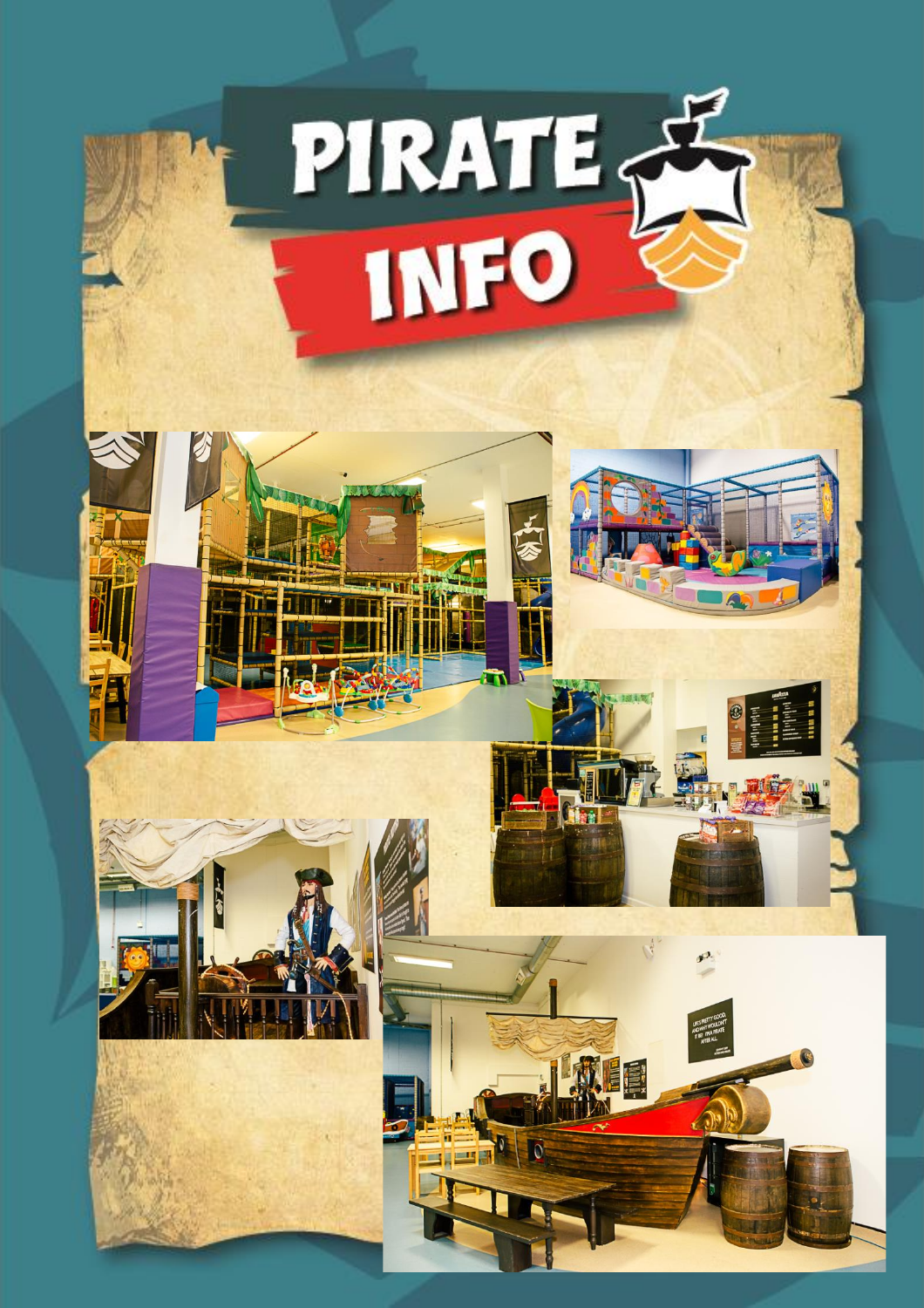# PIRATE INFO